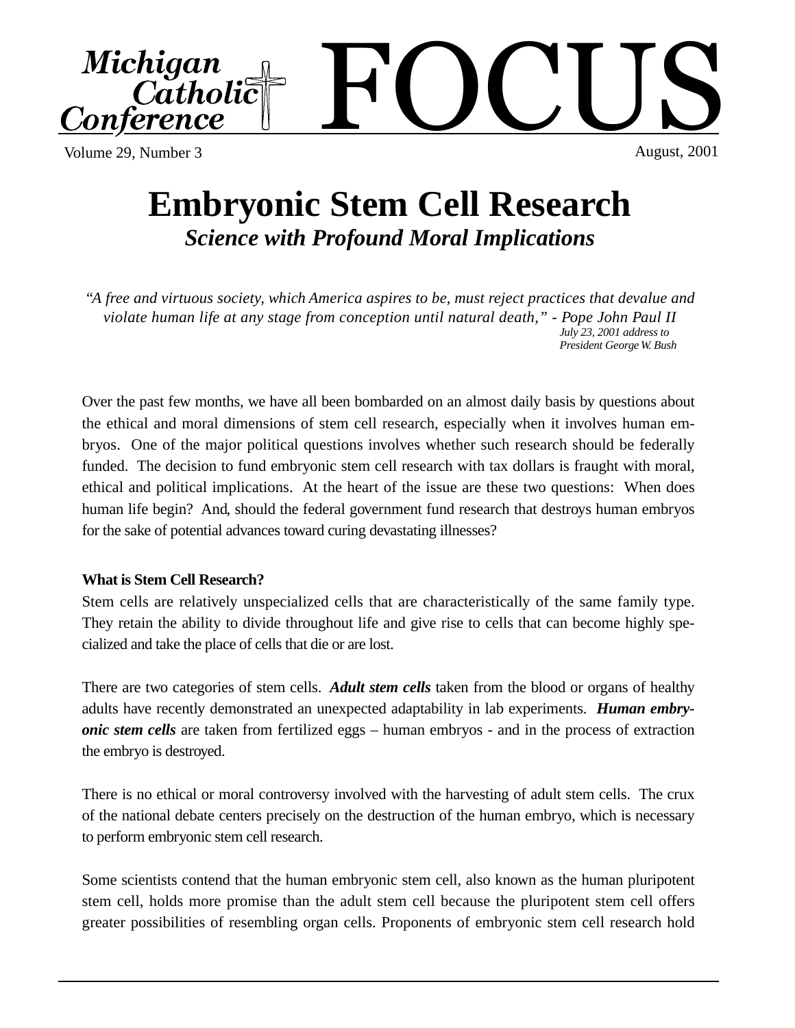# Michigan Catholic Conference FOCUS

Volume 29, Number 3 — August, 2001

# Embryonic Stem Cell Research

## *Science with Profound Moral Implications*

*"A free and virtuous society, which America aspires to be, must reject practices that devalue and violate human life at any stage from conception until natural death," - Pope John Paul II*
*July 23, 2001 address to President George W. Bush*

Over the past few months, we have all been bombarded on an almost daily basis by questions about the ethical and moral dimensions of stem cell research, especially when it involves human embryos. One of the major political questions involves whether such research should be federally funded. The decision to fund embryonic stem cell research with tax dollars is fraught with moral, ethical and political implications. At the heart of the issue are these two questions: When does human life begin? And, should the federal government fund research that destroys human embryos for the sake of potential advances toward curing devastating illnesses?

**What is Stem Cell Research?**

Stem cells are relatively unspecialized cells that are characteristically of the same family type. They retain the ability to divide throughout life and give rise to cells that can become highly specialized and take the place of cells that die or are lost.

There are two categories of stem cells. ***Adult stem cells*** taken from the blood or organs of healthy adults have recently demonstrated an unexpected adaptability in lab experiments. ***Human embryonic stem cells*** are taken from fertilized eggs – human embryos - and in the process of extraction the embryo is destroyed.

There is no ethical or moral controversy involved with the harvesting of adult stem cells. The crux of the national debate centers precisely on the destruction of the human embryo, which is necessary to perform embryonic stem cell research.

Some scientists contend that the human embryonic stem cell, also known as the human pluripotent stem cell, holds more promise than the adult stem cell because the pluripotent stem cell offers greater possibilities of resembling organ cells. Proponents of embryonic stem cell research hold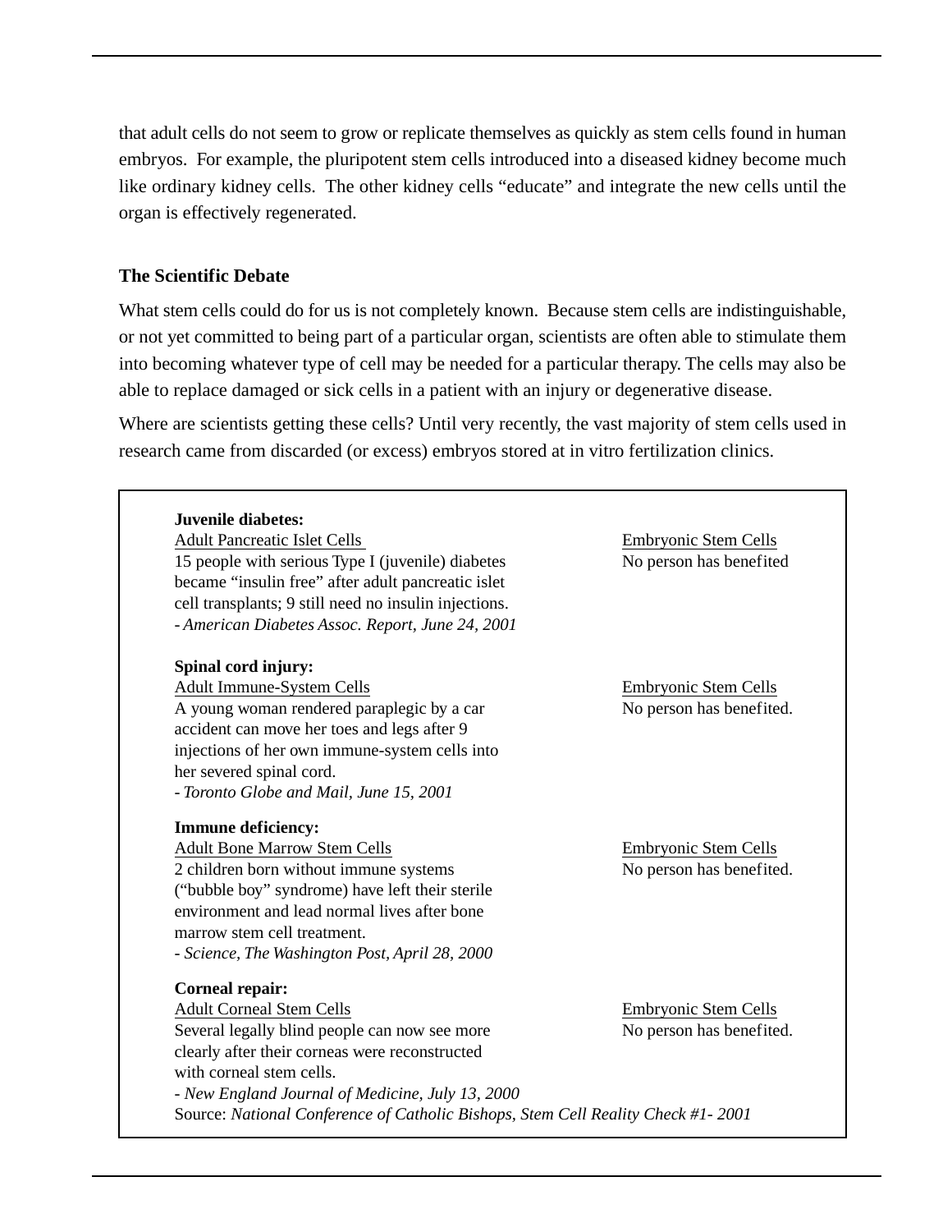that adult cells do not seem to grow or replicate themselves as quickly as stem cells found in human embryos. For example, the pluripotent stem cells introduced into a diseased kidney become much like ordinary kidney cells. The other kidney cells "educate" and integrate the new cells until the organ is effectively regenerated.

### The Scientific Debate

What stem cells could do for us is not completely known. Because stem cells are indistinguishable, or not yet committed to being part of a particular organ, scientists are often able to stimulate them into becoming whatever type of cell may be needed for a particular therapy. The cells may also be able to replace damaged or sick cells in a patient with an injury or degenerative disease.

Where are scientists getting these cells? Until very recently, the vast majority of stem cells used in research came from discarded (or excess) embryos stored at in vitro fertilization clinics.

**Juvenile diabetes:**

| Adult Pancreatic Islet Cells | Embryonic Stem Cells |
|---|---|
| 15 people with serious Type I (juvenile) diabetes became "insulin free" after adult pancreatic islet cell transplants; 9 still need no insulin injections. - *American Diabetes Assoc. Report, June 24, 2001* | No person has benefited |

**Spinal cord injury:**

| Adult Immune-System Cells | Embryonic Stem Cells |
|---|---|
| A young woman rendered paraplegic by a car accident can move her toes and legs after 9 injections of her own immune-system cells into her severed spinal cord. - *Toronto Globe and Mail, June 15, 2001* | No person has benefited. |

**Immune deficiency:**

| Adult Bone Marrow Stem Cells | Embryonic Stem Cells |
|---|---|
| 2 children born without immune systems ("bubble boy" syndrome) have left their sterile environment and lead normal lives after bone marrow stem cell treatment. - *Science, The Washington Post, April 28, 2000* | No person has benefited. |

**Corneal repair:**

| Adult Corneal Stem Cells | Embryonic Stem Cells |
|---|---|
| Several legally blind people can now see more clearly after their corneas were reconstructed with corneal stem cells. - *New England Journal of Medicine, July 13, 2000* | No person has benefited. |

Source: *National Conference of Catholic Bishops, Stem Cell Reality Check #1- 2001*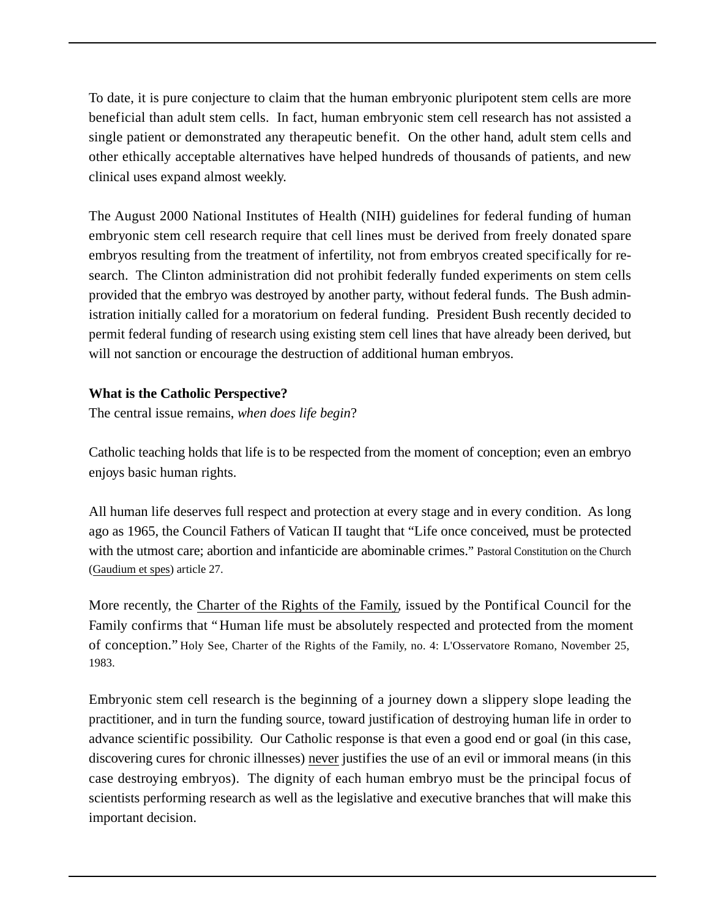To date, it is pure conjecture to claim that the human embryonic pluripotent stem cells are more beneficial than adult stem cells. In fact, human embryonic stem cell research has not assisted a single patient or demonstrated any therapeutic benefit. On the other hand, adult stem cells and other ethically acceptable alternatives have helped hundreds of thousands of patients, and new clinical uses expand almost weekly.

The August 2000 National Institutes of Health (NIH) guidelines for federal funding of human embryonic stem cell research require that cell lines must be derived from freely donated spare embryos resulting from the treatment of infertility, not from embryos created specifically for research. The Clinton administration did not prohibit federally funded experiments on stem cells provided that the embryo was destroyed by another party, without federal funds. The Bush administration initially called for a moratorium on federal funding. President Bush recently decided to permit federal funding of research using existing stem cell lines that have already been derived, but will not sanction or encourage the destruction of additional human embryos.

**What is the Catholic Perspective?**

The central issue remains, *when does life begin*?

Catholic teaching holds that life is to be respected from the moment of conception; even an embryo enjoys basic human rights.

All human life deserves full respect and protection at every stage and in every condition. As long ago as 1965, the Council Fathers of Vatican II taught that "Life once conceived, must be protected with the utmost care; abortion and infanticide are abominable crimes." Pastoral Constitution on the Church (Gaudium et spes) article 27.

More recently, the Charter of the Rights of the Family, issued by the Pontifical Council for the Family confirms that "Human life must be absolutely respected and protected from the moment of conception." Holy See, Charter of the Rights of the Family, no. 4: L'Osservatore Romano, November 25, 1983.

Embryonic stem cell research is the beginning of a journey down a slippery slope leading the practitioner, and in turn the funding source, toward justification of destroying human life in order to advance scientific possibility. Our Catholic response is that even a good end or goal (in this case, discovering cures for chronic illnesses) never justifies the use of an evil or immoral means (in this case destroying embryos). The dignity of each human embryo must be the principal focus of scientists performing research as well as the legislative and executive branches that will make this important decision.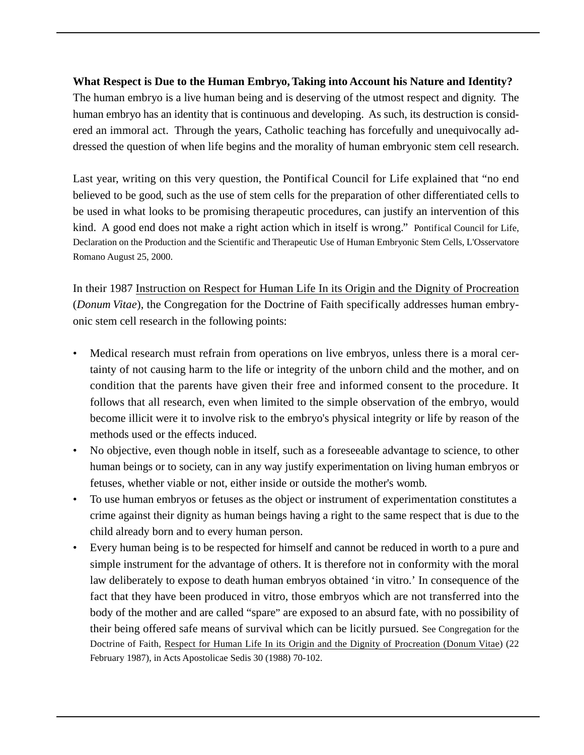**What Respect is Due to the Human Embryo, Taking into Account his Nature and Identity?**
The human embryo is a live human being and is deserving of the utmost respect and dignity. The human embryo has an identity that is continuous and developing. As such, its destruction is considered an immoral act. Through the years, Catholic teaching has forcefully and unequivocally addressed the question of when life begins and the morality of human embryonic stem cell research.

Last year, writing on this very question, the Pontifical Council for Life explained that "no end believed to be good, such as the use of stem cells for the preparation of other differentiated cells to be used in what looks to be promising therapeutic procedures, can justify an intervention of this kind. A good end does not make a right action which in itself is wrong." Pontifical Council for Life, Declaration on the Production and the Scientific and Therapeutic Use of Human Embryonic Stem Cells, L'Osservatore Romano August 25, 2000.

In their 1987 Instruction on Respect for Human Life In its Origin and the Dignity of Procreation (*Donum Vitae*), the Congregation for the Doctrine of Faith specifically addresses human embryonic stem cell research in the following points:

- Medical research must refrain from operations on live embryos, unless there is a moral certainty of not causing harm to the life or integrity of the unborn child and the mother, and on condition that the parents have given their free and informed consent to the procedure. It follows that all research, even when limited to the simple observation of the embryo, would become illicit were it to involve risk to the embryo's physical integrity or life by reason of the methods used or the effects induced.
- No objective, even though noble in itself, such as a foreseeable advantage to science, to other human beings or to society, can in any way justify experimentation on living human embryos or fetuses, whether viable or not, either inside or outside the mother's womb.
- To use human embryos or fetuses as the object or instrument of experimentation constitutes a crime against their dignity as human beings having a right to the same respect that is due to the child already born and to every human person.
- Every human being is to be respected for himself and cannot be reduced in worth to a pure and simple instrument for the advantage of others. It is therefore not in conformity with the moral law deliberately to expose to death human embryos obtained 'in vitro.' In consequence of the fact that they have been produced in vitro, those embryos which are not transferred into the body of the mother and are called "spare" are exposed to an absurd fate, with no possibility of their being offered safe means of survival which can be licitly pursued. See Congregation for the Doctrine of Faith, Respect for Human Life In its Origin and the Dignity of Procreation (Donum Vitae) (22 February 1987), in Acts Apostolicae Sedis 30 (1988) 70-102.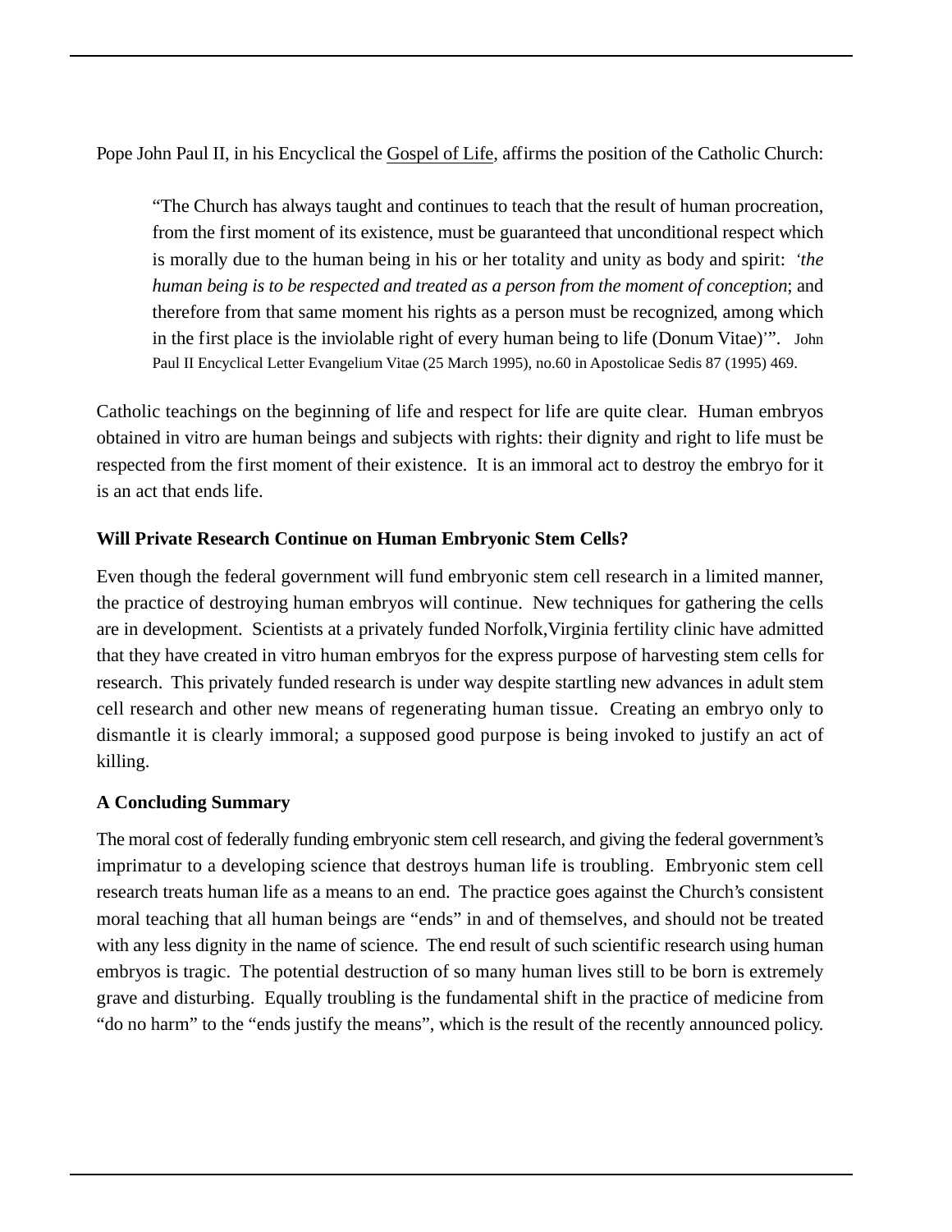Pope John Paul II, in his Encyclical the Gospel of Life, affirms the position of the Catholic Church:

> "The Church has always taught and continues to teach that the result of human procreation, from the first moment of its existence, must be guaranteed that unconditional respect which is morally due to the human being in his or her totality and unity as body and spirit: *'the human being is to be respected and treated as a person from the moment of conception*; and therefore from that same moment his rights as a person must be recognized, among which in the first place is the inviolable right of every human being to life (Donum Vitae)'". John Paul II Encyclical Letter Evangelium Vitae (25 March 1995), no.60 in Apostolicae Sedis 87 (1995) 469.

Catholic teachings on the beginning of life and respect for life are quite clear. Human embryos obtained in vitro are human beings and subjects with rights: their dignity and right to life must be respected from the first moment of their existence. It is an immoral act to destroy the embryo for it is an act that ends life.

**Will Private Research Continue on Human Embryonic Stem Cells?**

Even though the federal government will fund embryonic stem cell research in a limited manner, the practice of destroying human embryos will continue. New techniques for gathering the cells are in development. Scientists at a privately funded Norfolk,Virginia fertility clinic have admitted that they have created in vitro human embryos for the express purpose of harvesting stem cells for research. This privately funded research is under way despite startling new advances in adult stem cell research and other new means of regenerating human tissue. Creating an embryo only to dismantle it is clearly immoral; a supposed good purpose is being invoked to justify an act of killing.

**A Concluding Summary**

The moral cost of federally funding embryonic stem cell research, and giving the federal government's imprimatur to a developing science that destroys human life is troubling. Embryonic stem cell research treats human life as a means to an end. The practice goes against the Church's consistent moral teaching that all human beings are "ends" in and of themselves, and should not be treated with any less dignity in the name of science. The end result of such scientific research using human embryos is tragic. The potential destruction of so many human lives still to be born is extremely grave and disturbing. Equally troubling is the fundamental shift in the practice of medicine from "do no harm" to the "ends justify the means", which is the result of the recently announced policy.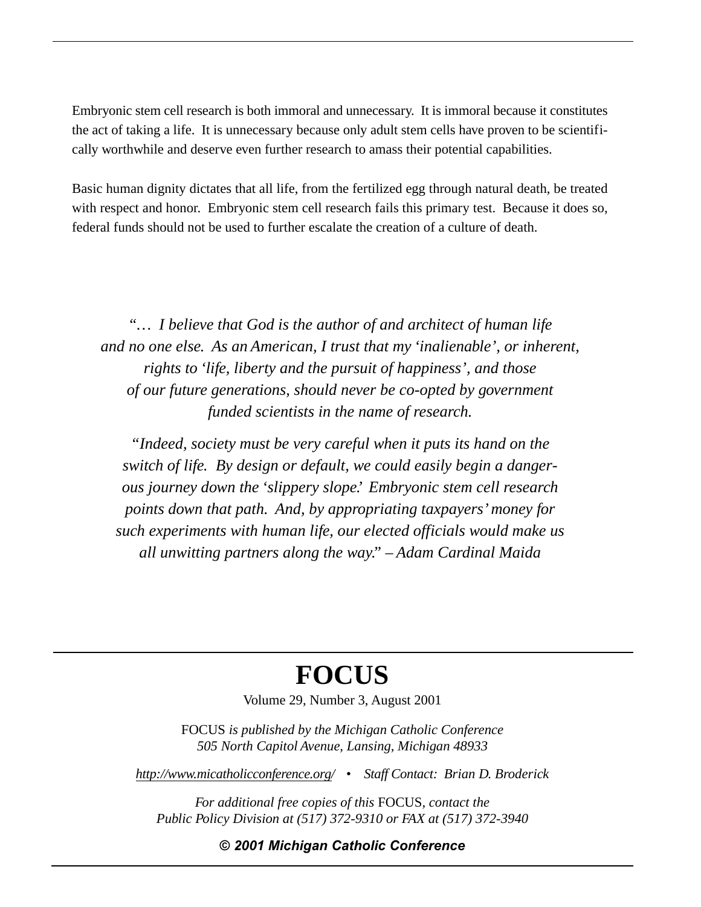Embryonic stem cell research is both immoral and unnecessary. It is immoral because it constitutes the act of taking a life. It is unnecessary because only adult stem cells have proven to be scientifically worthwhile and deserve even further research to amass their potential capabilities.

Basic human dignity dictates that all life, from the fertilized egg through natural death, be treated with respect and honor. Embryonic stem cell research fails this primary test. Because it does so, federal funds should not be used to further escalate the creation of a culture of death.

*"… I believe that God is the author of and architect of human life and no one else. As an American, I trust that my 'inalienable', or inherent, rights to 'life, liberty and the pursuit of happiness', and those of our future generations, should never be co-opted by government funded scientists in the name of research.*

*"Indeed, society must be very careful when it puts its hand on the switch of life. By design or default, we could easily begin a dangerous journey down the 'slippery slope.' Embryonic stem cell research points down that path. And, by appropriating taxpayers' money for such experiments with human life, our elected officials would make us all unwitting partners along the way." – Adam Cardinal Maida*

---

# FOCUS

Volume 29, Number 3, August 2001

FOCUS *is published by the Michigan Catholic Conference*
*505 North Capitol Avenue, Lansing, Michigan 48933*

*http://www.micatholicconference.org/ • Staff Contact: Brian D. Broderick*

*For additional free copies of this* FOCUS*, contact the Public Policy Division at (517) 372-9310 or FAX at (517) 372-3940*

***© 2001 Michigan Catholic Conference***